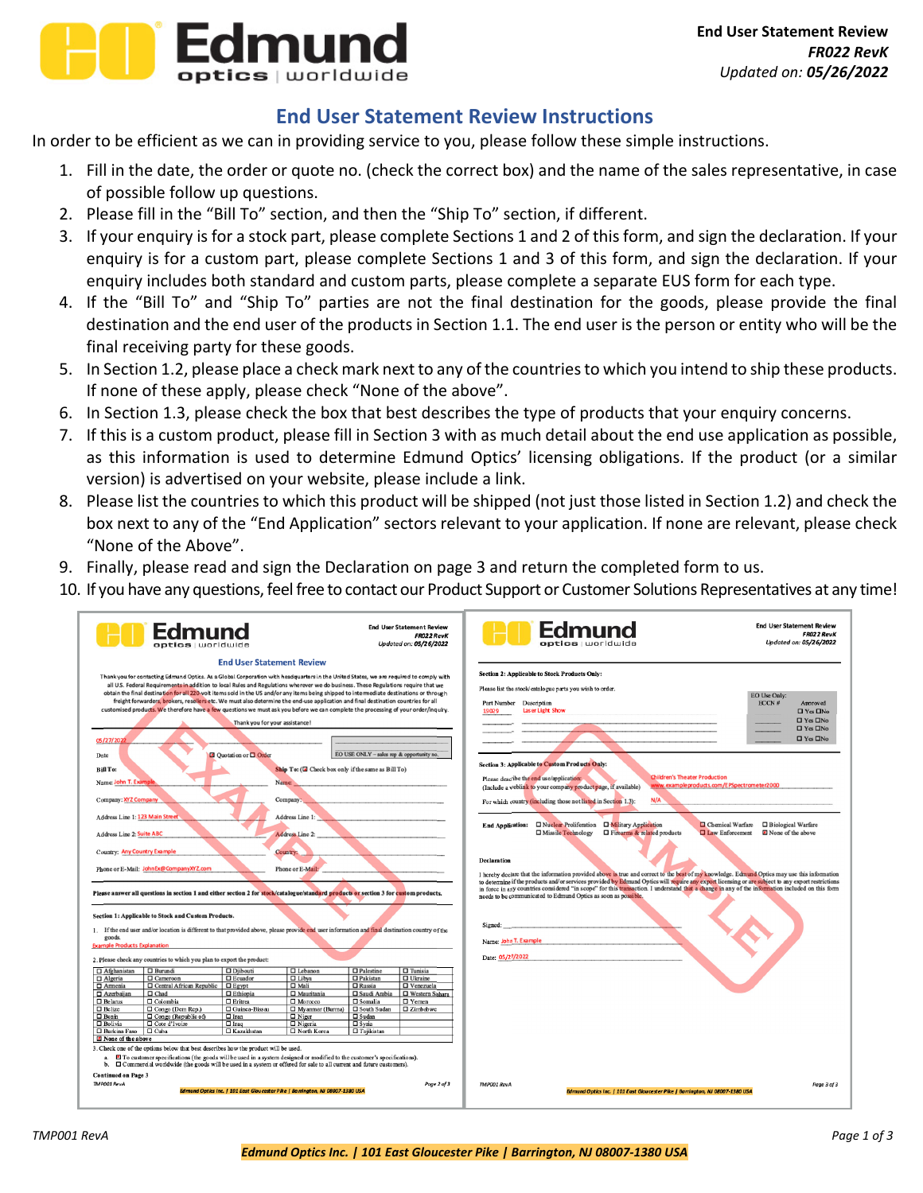# End User Statement Review Instructions

In order to be efficient as we can in providing service to you, please follow these simple instructions.

1. Fill in the date, the order or quote no. (check the correct box) and the name of the sales representative, in case of possible follow up questions.
2. Please fill in the "Bill To" section, and then the "Ship To" section, if different.
3. If your enquiry is for a stock part, please complete Sections 1 and 2 of this form, and sign the declaration. If your enquiry is for a custom part, please complete Sections 1 and 3 of this form, and sign the declaration. If your enquiry includes both standard and custom parts, please complete a separate EUS form for each type.
4. If the "Bill To" and "Ship To" parties are not the final destination for the goods, please provide the final destination and the end user of the products in Section 1.1. The end user is the person or entity who will be the final receiving party for these goods.
5. In Section 1.2, please place a check mark next to any of the countries to which you intend to ship these products. If none of these apply, please check "None of the above".
6. In Section 1.3, please check the box that best describes the type of products that your enquiry concerns.
7. If this is a custom product, please fill in Section 3 with as much detail about the end use application as possible, as this information is used to determine Edmund Optics' licensing obligations. If the product (or a similar version) is advertised on your website, please include a link.
8. Please list the countries to which this product will be shipped (not just those listed in Section 1.2) and check the box next to any of the "End Application" sectors relevant to your application. If none are relevant, please check "None of the Above".
9. Finally, please read and sign the Declaration on page 3 and return the completed form to us.
10. If you have any questions, feel free to contact our Product Support or Customer Solutions Representatives at any time!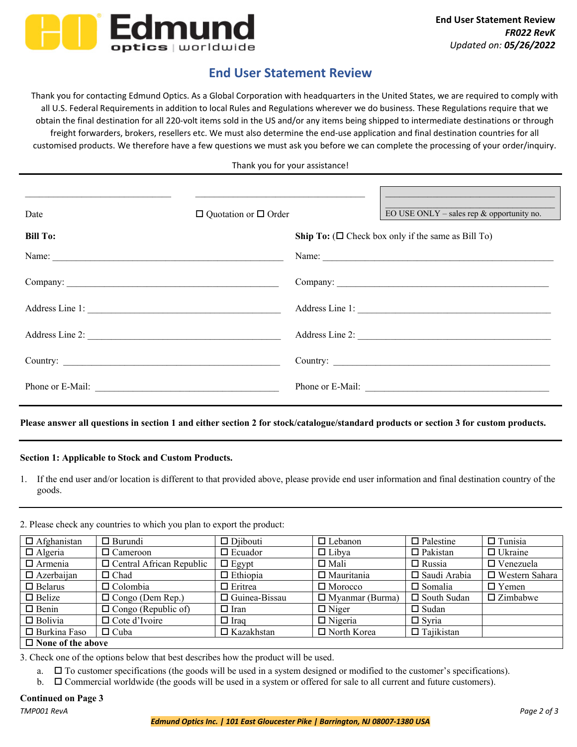# End User Statement Review

Thank you for contacting Edmund Optics. As a Global Corporation with headquarters in the United States, we are required to comply with all U.S. Federal Requirements in addition to local Rules and Regulations wherever we do business. These Regulations require that we obtain the final destination for all 220-volt items sold in the US and/or any items being shipped to intermediate destinations or through freight forwarders, brokers, resellers etc. We must also determine the end-use application and final destination countries for all customised products. We therefore have a few questions we must ask you before we can complete the processing of your order/inquiry.

Thank you for your assistance!

---

Date ______________________ ☐ Quotation or ☐ Order ______________________ EO USE ONLY – sales rep & opportunity no. ______________________

| **Bill To:** | **Ship To:** (☐ Check box only if the same as Bill To) |
|---|---|
| Name: ______________________ | Name: ______________________ |
| Company: ______________________ | Company: ______________________ |
| Address Line 1: ______________________ | Address Line 1: ______________________ |
| Address Line 2: ______________________ | Address Line 2: ______________________ |
| Country: ______________________ | Country: ______________________ |
| Phone or E-Mail: ______________________ | Phone or E-Mail: ______________________ |

---

**Please answer all questions in section 1 and either section 2 for stock/catalogue/standard products or section 3 for custom products.**

---

**Section 1: Applicable to Stock and Custom Products.**

1. If the end user and/or location is different to that provided above, please provide end user information and final destination country of the goods.

---

2. Please check any countries to which you plan to export the product:

| | | | | | |
|---|---|---|---|---|---|
| ☐ Afghanistan | ☐ Burundi | ☐ Djibouti | ☐ Lebanon | ☐ Palestine | ☐ Tunisia |
| ☐ Algeria | ☐ Cameroon | ☐ Ecuador | ☐ Libya | ☐ Pakistan | ☐ Ukraine |
| ☐ Armenia | ☐ Central African Republic | ☐ Egypt | ☐ Mali | ☐ Russia | ☐ Venezuela |
| ☐ Azerbaijan | ☐ Chad | ☐ Ethiopia | ☐ Mauritania | ☐ Saudi Arabia | ☐ Western Sahara |
| ☐ Belarus | ☐ Colombia | ☐ Eritrea | ☐ Morocco | ☐ Somalia | ☐ Yemen |
| ☐ Belize | ☐ Congo (Dem Rep.) | ☐ Guinea-Bissau | ☐ Myanmar (Burma) | ☐ South Sudan | ☐ Zimbabwe |
| ☐ Benin | ☐ Congo (Republic of) | ☐ Iran | ☐ Niger | ☐ Sudan | |
| ☐ Bolivia | ☐ Cote d'Ivoire | ☐ Iraq | ☐ Nigeria | ☐ Syria | |
| ☐ Burkina Faso | ☐ Cuba | ☐ Kazakhstan | ☐ North Korea | ☐ Tajikistan | |
| ☐ **None of the above** | | | | | |

3. Check one of the options below that best describes how the product will be used.
   a. ☐ To customer specifications (the goods will be used in a system designed or modified to the customer's specifications).
   b. ☐ Commercial worldwide (the goods will be used in a system or offered for sale to all current and future customers).

**Continued on Page 3**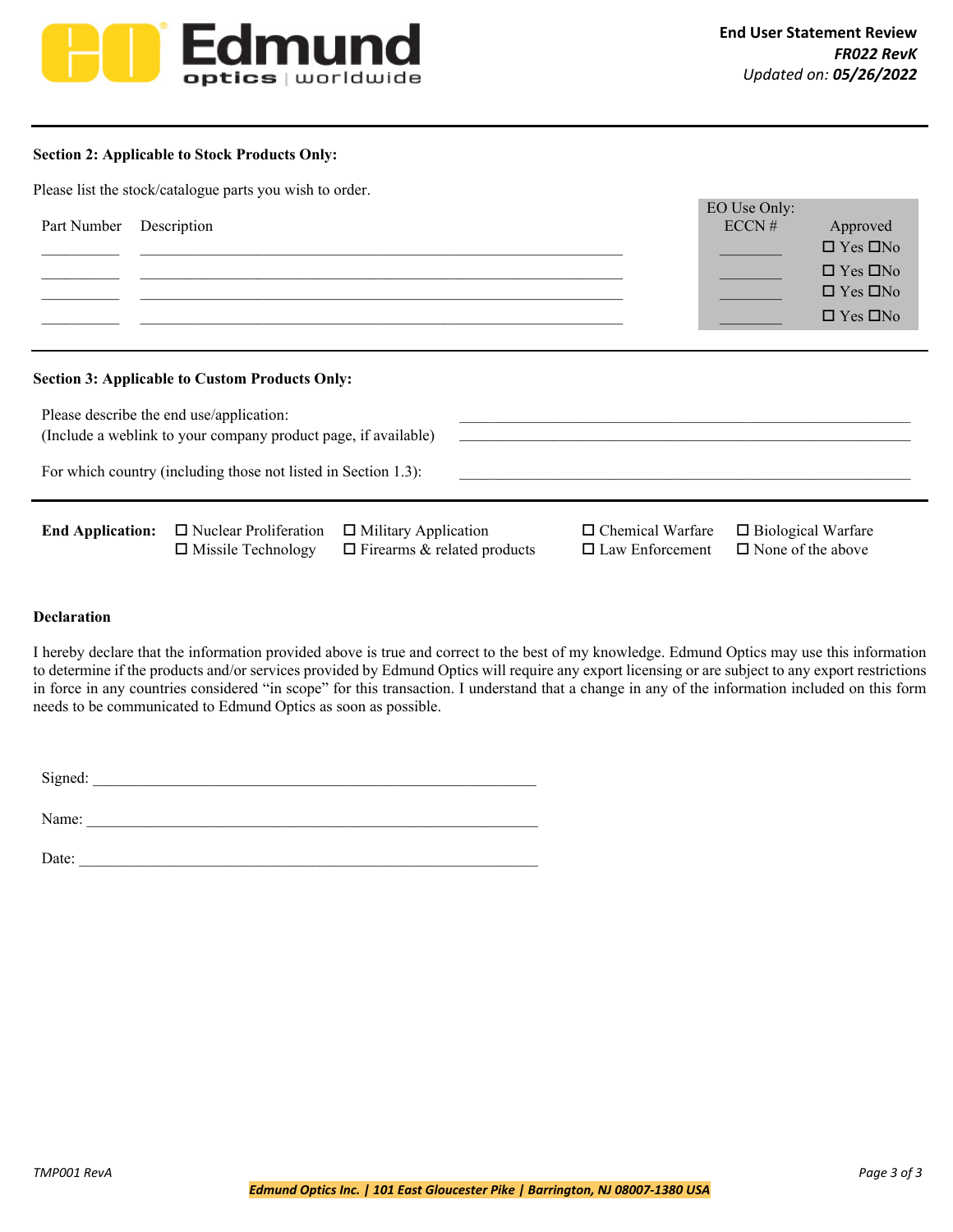### Section 2: Applicable to Stock Products Only:

Please list the stock/catalogue parts you wish to order.

| Part Number | Description | EO Use Only: ECCN # | Approved |
|---|---|---|---|
| __________ | ______________________________ | ________ | ☐ Yes ☐No |
| __________ | ______________________________ | ________ | ☐ Yes ☐No |
| __________ | ______________________________ | ________ | ☐ Yes ☐No |
| __________ | ______________________________ | ________ | ☐ Yes ☐No |

### Section 3: Applicable to Custom Products Only:

Please describe the end use/application: ______________________________
(Include a weblink to your company product page, if available) ______________________________

For which country (including those not listed in Section 1.3): ______________________________

**End Application:** ☐ Nuclear Proliferation ☐ Military Application ☐ Chemical Warfare ☐ Biological Warfare ☐ Missile Technology ☐ Firearms & related products ☐ Law Enforcement ☐ None of the above

### Declaration

I hereby declare that the information provided above is true and correct to the best of my knowledge. Edmund Optics may use this information to determine if the products and/or services provided by Edmund Optics will require any export licensing or are subject to any export restrictions in force in any countries considered "in scope" for this transaction. I understand that a change in any of the information included on this form needs to be communicated to Edmund Optics as soon as possible.

Signed: ______________________________

Name: ______________________________

Date: ______________________________